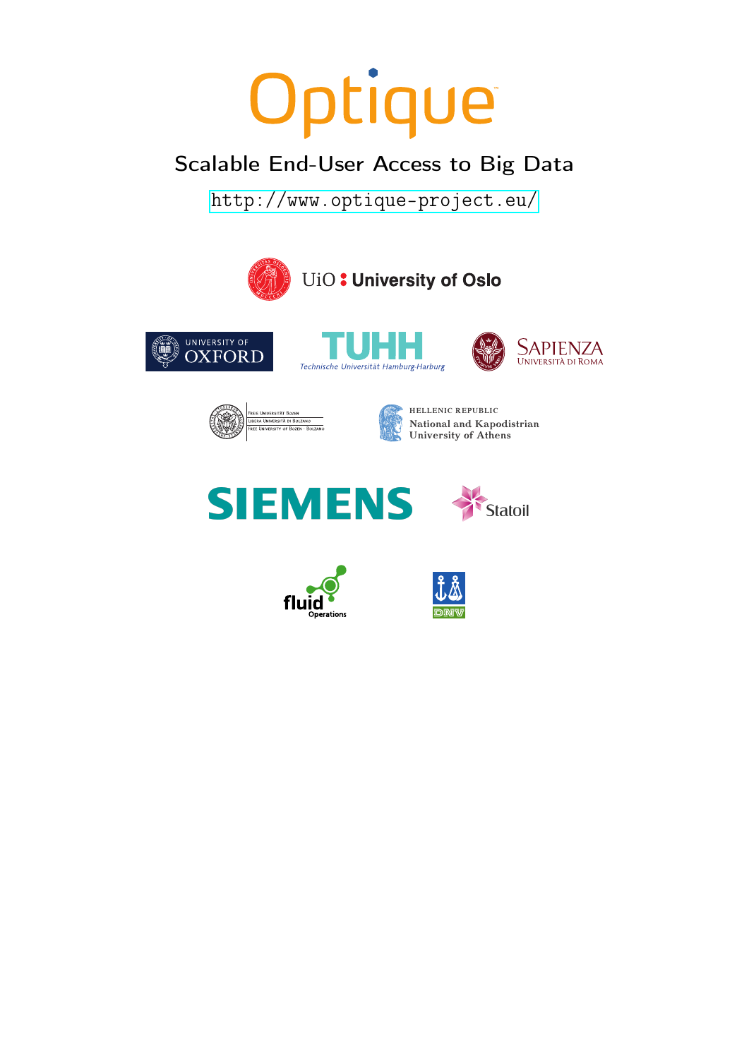# Optique

Scalable End-User Access to Big Data

http://www.optique-project.eu/

UiO : University of Oslo

UNIVERSITY OF OXFORD

TUHH
Technische Universität Hamburg-Harburg

SAPIENZA
UNIVERSITÀ DI ROMA

Freie Universität Bozen
Libera Università di Bolzano
Free University of Bozen · Bolzano

HELLENIC REPUBLIC
National and Kapodistrian University of Athens

SIEMENS

Statoil

fluid Operations

DNV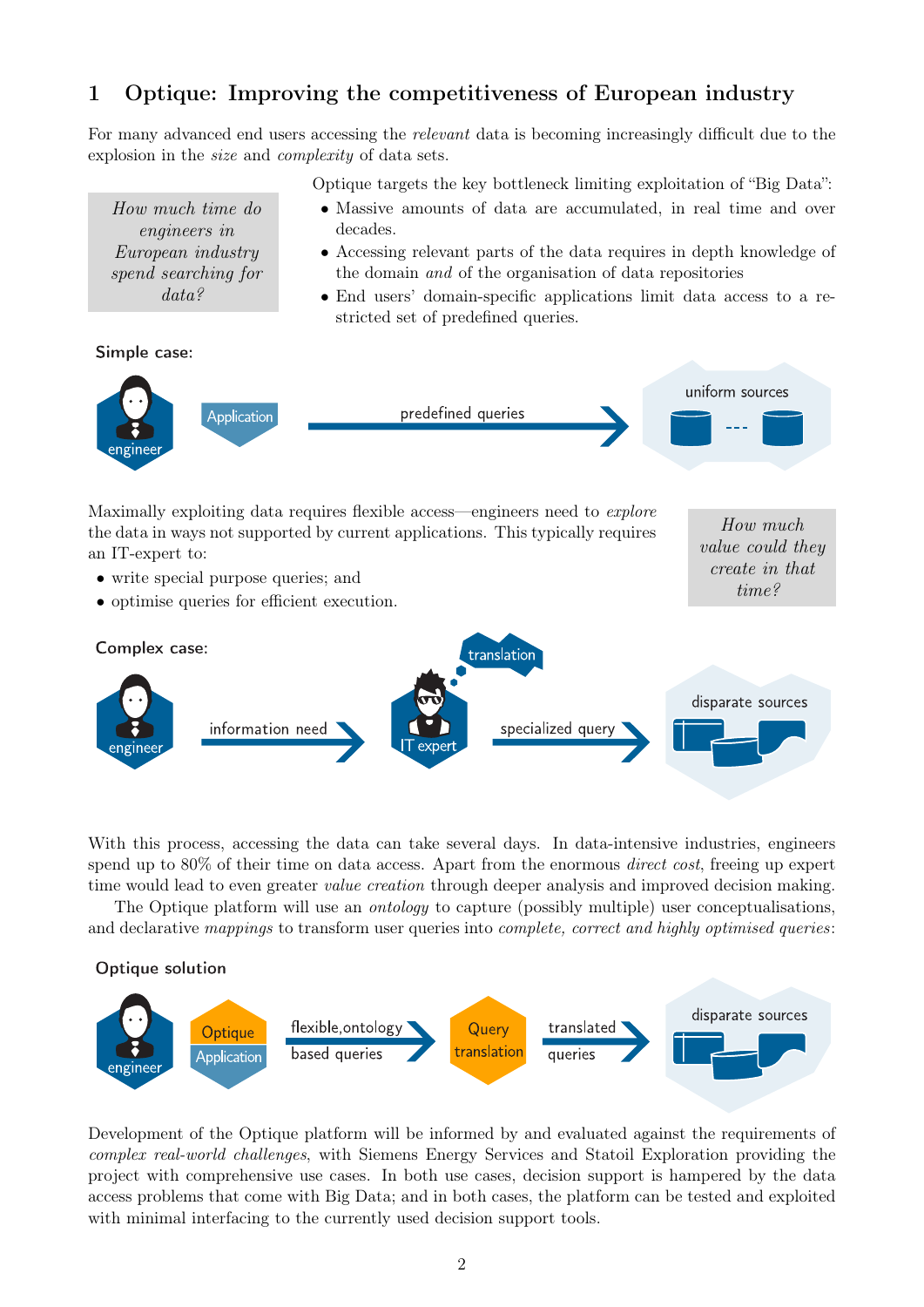# 1 Optique: Improving the competitiveness of European industry

For many advanced end users accessing the *relevant* data is becoming increasingly difficult due to the explosion in the *size* and *complexity* of data sets.

> *How much time do engineers in European industry spend searching for data?*

Optique targets the key bottleneck limiting exploitation of "Big Data":

- Massive amounts of data are accumulated, in real time and over decades.
- Accessing relevant parts of the data requires in depth knowledge of the domain *and* of the organisation of data repositories
- End users' domain-specific applications limit data access to a restricted set of predefined queries.

**Simple case:**

engineer — Application — predefined queries → uniform sources

Maximally exploiting data requires flexible access—engineers need to *explore* the data in ways not supported by current applications. This typically requires an IT-expert to:

- write special purpose queries; and
- optimise queries for efficient execution.

> *How much value could they create in that time?*

**Complex case:**

engineer — information need → IT expert (translation) — specialized query → disparate sources

With this process, accessing the data can take several days. In data-intensive industries, engineers spend up to 80% of their time on data access. Apart from the enormous *direct cost*, freeing up expert time would lead to even greater *value creation* through deeper analysis and improved decision making.

The Optique platform will use an *ontology* to capture (possibly multiple) user conceptualisations, and declarative *mappings* to transform user queries into *complete, correct and highly optimised queries*:

**Optique solution**

engineer — Optique Application — flexible,ontology based queries → Query translation — translated queries → disparate sources

Development of the Optique platform will be informed by and evaluated against the requirements of *complex real-world challenges*, with Siemens Energy Services and Statoil Exploration providing the project with comprehensive use cases. In both use cases, decision support is hampered by the data access problems that come with Big Data; and in both cases, the platform can be tested and exploited with minimal interfacing to the currently used decision support tools.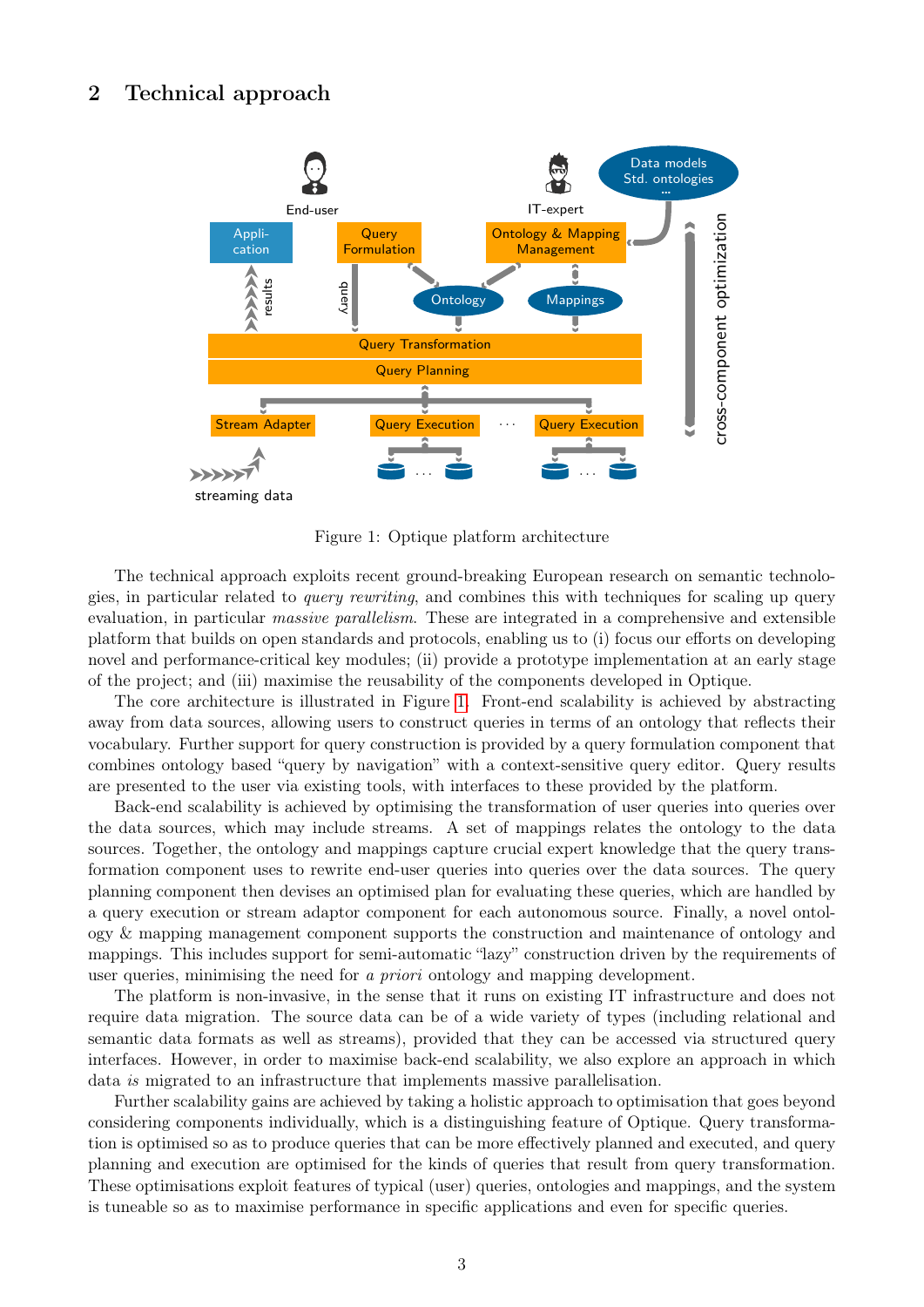## 2 Technical approach

Figure 1: Optique platform architecture

The technical approach exploits recent ground-breaking European research on semantic technologies, in particular related to *query rewriting*, and combines this with techniques for scaling up query evaluation, in particular *massive parallelism*. These are integrated in a comprehensive and extensible platform that builds on open standards and protocols, enabling us to (i) focus our efforts on developing novel and performance-critical key modules; (ii) provide a prototype implementation at an early stage of the project; and (iii) maximise the reusability of the components developed in Optique.

The core architecture is illustrated in Figure 1. Front-end scalability is achieved by abstracting away from data sources, allowing users to construct queries in terms of an ontology that reflects their vocabulary. Further support for query construction is provided by a query formulation component that combines ontology based "query by navigation" with a context-sensitive query editor. Query results are presented to the user via existing tools, with interfaces to these provided by the platform.

Back-end scalability is achieved by optimising the transformation of user queries into queries over the data sources, which may include streams. A set of mappings relates the ontology to the data sources. Together, the ontology and mappings capture crucial expert knowledge that the query transformation component uses to rewrite end-user queries into queries over the data sources. The query planning component then devises an optimised plan for evaluating these queries, which are handled by a query execution or stream adaptor component for each autonomous source. Finally, a novel ontology & mapping management component supports the construction and maintenance of ontology and mappings. This includes support for semi-automatic "lazy" construction driven by the requirements of user queries, minimising the need for *a priori* ontology and mapping development.

The platform is non-invasive, in the sense that it runs on existing IT infrastructure and does not require data migration. The source data can be of a wide variety of types (including relational and semantic data formats as well as streams), provided that they can be accessed via structured query interfaces. However, in order to maximise back-end scalability, we also explore an approach in which data *is* migrated to an infrastructure that implements massive parallelisation.

Further scalability gains are achieved by taking a holistic approach to optimisation that goes beyond considering components individually, which is a distinguishing feature of Optique. Query transformation is optimised so as to produce queries that can be more effectively planned and executed, and query planning and execution are optimised for the kinds of queries that result from query transformation. These optimisations exploit features of typical (user) queries, ontologies and mappings, and the system is tuneable so as to maximise performance in specific applications and even for specific queries.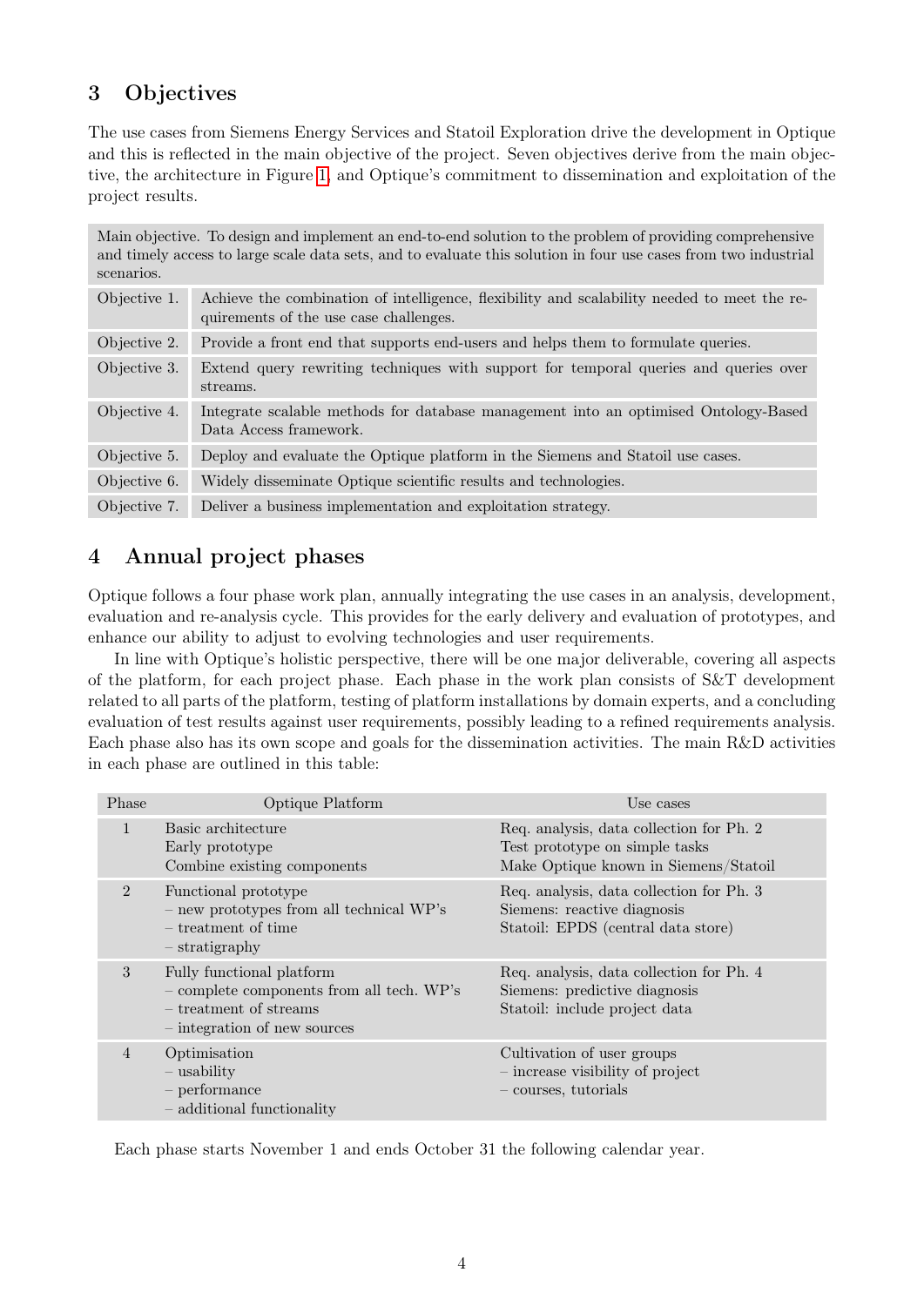## 3 Objectives

The use cases from Siemens Energy Services and Statoil Exploration drive the development in Optique and this is reflected in the main objective of the project. Seven objectives derive from the main objective, the architecture in Figure 1, and Optique's commitment to dissemination and exploitation of the project results.

| Main objective. To design and implement an end-to-end solution to the problem of providing comprehensive and timely access to large scale data sets, and to evaluate this solution in four use cases from two industrial scenarios. | |
|---|---|
| Objective 1. | Achieve the combination of intelligence, flexibility and scalability needed to meet the requirements of the use case challenges. |
| Objective 2. | Provide a front end that supports end-users and helps them to formulate queries. |
| Objective 3. | Extend query rewriting techniques with support for temporal queries and queries over streams. |
| Objective 4. | Integrate scalable methods for database management into an optimised Ontology-Based Data Access framework. |
| Objective 5. | Deploy and evaluate the Optique platform in the Siemens and Statoil use cases. |
| Objective 6. | Widely disseminate Optique scientific results and technologies. |
| Objective 7. | Deliver a business implementation and exploitation strategy. |

## 4 Annual project phases

Optique follows a four phase work plan, annually integrating the use cases in an analysis, development, evaluation and re-analysis cycle. This provides for the early delivery and evaluation of prototypes, and enhance our ability to adjust to evolving technologies and user requirements.

In line with Optique's holistic perspective, there will be one major deliverable, covering all aspects of the platform, for each project phase. Each phase in the work plan consists of S&T development related to all parts of the platform, testing of platform installations by domain experts, and a concluding evaluation of test results against user requirements, possibly leading to a refined requirements analysis. Each phase also has its own scope and goals for the dissemination activities. The main R&D activities in each phase are outlined in this table:

| Phase | Optique Platform | Use cases |
|---|---|---|
| 1 | Basic architecture<br>Early prototype<br>Combine existing components | Req. analysis, data collection for Ph. 2<br>Test prototype on simple tasks<br>Make Optique known in Siemens/Statoil |
| 2 | Functional prototype<br>– new prototypes from all technical WP's<br>– treatment of time<br>– stratigraphy | Req. analysis, data collection for Ph. 3<br>Siemens: reactive diagnosis<br>Statoil: EPDS (central data store) |
| 3 | Fully functional platform<br>– complete components from all tech. WP's<br>– treatment of streams<br>– integration of new sources | Req. analysis, data collection for Ph. 4<br>Siemens: predictive diagnosis<br>Statoil: include project data |
| 4 | Optimisation<br>– usability<br>– performance<br>– additional functionality | Cultivation of user groups<br>– increase visibility of project<br>– courses, tutorials |

Each phase starts November 1 and ends October 31 the following calendar year.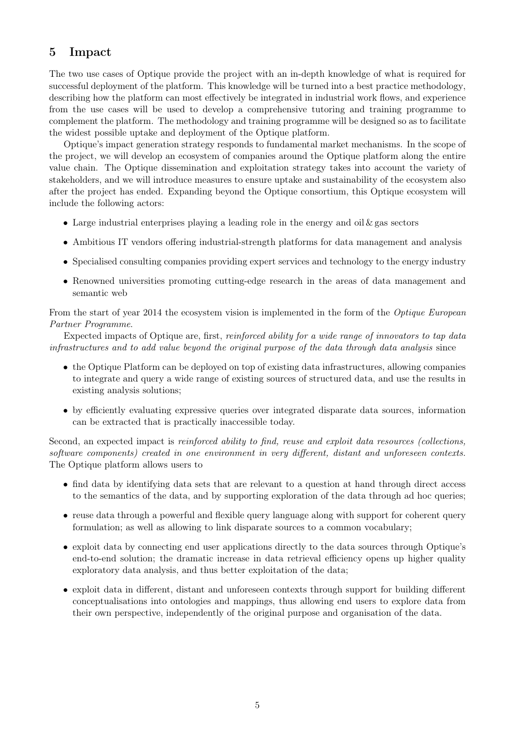## 5 Impact

The two use cases of Optique provide the project with an in-depth knowledge of what is required for successful deployment of the platform. This knowledge will be turned into a best practice methodology, describing how the platform can most effectively be integrated in industrial work flows, and experience from the use cases will be used to develop a comprehensive tutoring and training programme to complement the platform. The methodology and training programme will be designed so as to facilitate the widest possible uptake and deployment of the Optique platform.

Optique's impact generation strategy responds to fundamental market mechanisms. In the scope of the project, we will develop an ecosystem of companies around the Optique platform along the entire value chain. The Optique dissemination and exploitation strategy takes into account the variety of stakeholders, and we will introduce measures to ensure uptake and sustainability of the ecosystem also after the project has ended. Expanding beyond the Optique consortium, this Optique ecosystem will include the following actors:

- Large industrial enterprises playing a leading role in the energy and oil & gas sectors
- Ambitious IT vendors offering industrial-strength platforms for data management and analysis
- Specialised consulting companies providing expert services and technology to the energy industry
- Renowned universities promoting cutting-edge research in the areas of data management and semantic web

From the start of year 2014 the ecosystem vision is implemented in the form of the *Optique European Partner Programme*.

Expected impacts of Optique are, first, *reinforced ability for a wide range of innovators to tap data infrastructures and to add value beyond the original purpose of the data through data analysis* since

- the Optique Platform can be deployed on top of existing data infrastructures, allowing companies to integrate and query a wide range of existing sources of structured data, and use the results in existing analysis solutions;
- by efficiently evaluating expressive queries over integrated disparate data sources, information can be extracted that is practically inaccessible today.

Second, an expected impact is *reinforced ability to find, reuse and exploit data resources (collections, software components) created in one environment in very different, distant and unforeseen contexts.* The Optique platform allows users to

- find data by identifying data sets that are relevant to a question at hand through direct access to the semantics of the data, and by supporting exploration of the data through ad hoc queries;
- reuse data through a powerful and flexible query language along with support for coherent query formulation; as well as allowing to link disparate sources to a common vocabulary;
- exploit data by connecting end user applications directly to the data sources through Optique's end-to-end solution; the dramatic increase in data retrieval efficiency opens up higher quality exploratory data analysis, and thus better exploitation of the data;
- exploit data in different, distant and unforeseen contexts through support for building different conceptualisations into ontologies and mappings, thus allowing end users to explore data from their own perspective, independently of the original purpose and organisation of the data.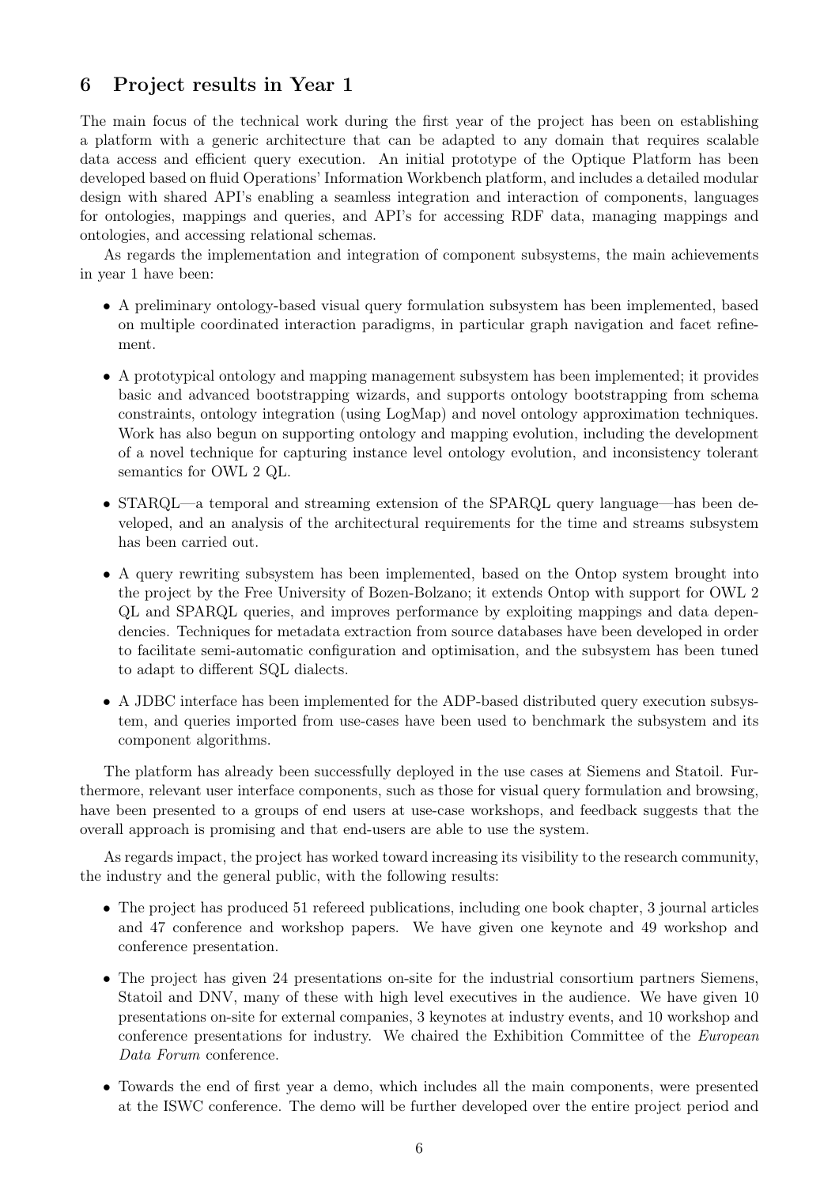## 6 Project results in Year 1

The main focus of the technical work during the first year of the project has been on establishing a platform with a generic architecture that can be adapted to any domain that requires scalable data access and efficient query execution. An initial prototype of the Optique Platform has been developed based on fluid Operations' Information Workbench platform, and includes a detailed modular design with shared API's enabling a seamless integration and interaction of components, languages for ontologies, mappings and queries, and API's for accessing RDF data, managing mappings and ontologies, and accessing relational schemas.

As regards the implementation and integration of component subsystems, the main achievements in year 1 have been:

- A preliminary ontology-based visual query formulation subsystem has been implemented, based on multiple coordinated interaction paradigms, in particular graph navigation and facet refinement.
- A prototypical ontology and mapping management subsystem has been implemented; it provides basic and advanced bootstrapping wizards, and supports ontology bootstrapping from schema constraints, ontology integration (using LogMap) and novel ontology approximation techniques. Work has also begun on supporting ontology and mapping evolution, including the development of a novel technique for capturing instance level ontology evolution, and inconsistency tolerant semantics for OWL 2 QL.
- STARQL—a temporal and streaming extension of the SPARQL query language—has been developed, and an analysis of the architectural requirements for the time and streams subsystem has been carried out.
- A query rewriting subsystem has been implemented, based on the Ontop system brought into the project by the Free University of Bozen-Bolzano; it extends Ontop with support for OWL 2 QL and SPARQL queries, and improves performance by exploiting mappings and data dependencies. Techniques for metadata extraction from source databases have been developed in order to facilitate semi-automatic configuration and optimisation, and the subsystem has been tuned to adapt to different SQL dialects.
- A JDBC interface has been implemented for the ADP-based distributed query execution subsystem, and queries imported from use-cases have been used to benchmark the subsystem and its component algorithms.

The platform has already been successfully deployed in the use cases at Siemens and Statoil. Furthermore, relevant user interface components, such as those for visual query formulation and browsing, have been presented to a groups of end users at use-case workshops, and feedback suggests that the overall approach is promising and that end-users are able to use the system.

As regards impact, the project has worked toward increasing its visibility to the research community, the industry and the general public, with the following results:

- The project has produced 51 refereed publications, including one book chapter, 3 journal articles and 47 conference and workshop papers. We have given one keynote and 49 workshop and conference presentation.
- The project has given 24 presentations on-site for the industrial consortium partners Siemens, Statoil and DNV, many of these with high level executives in the audience. We have given 10 presentations on-site for external companies, 3 keynotes at industry events, and 10 workshop and conference presentations for industry. We chaired the Exhibition Committee of the *European Data Forum* conference.
- Towards the end of first year a demo, which includes all the main components, were presented at the ISWC conference. The demo will be further developed over the entire project period and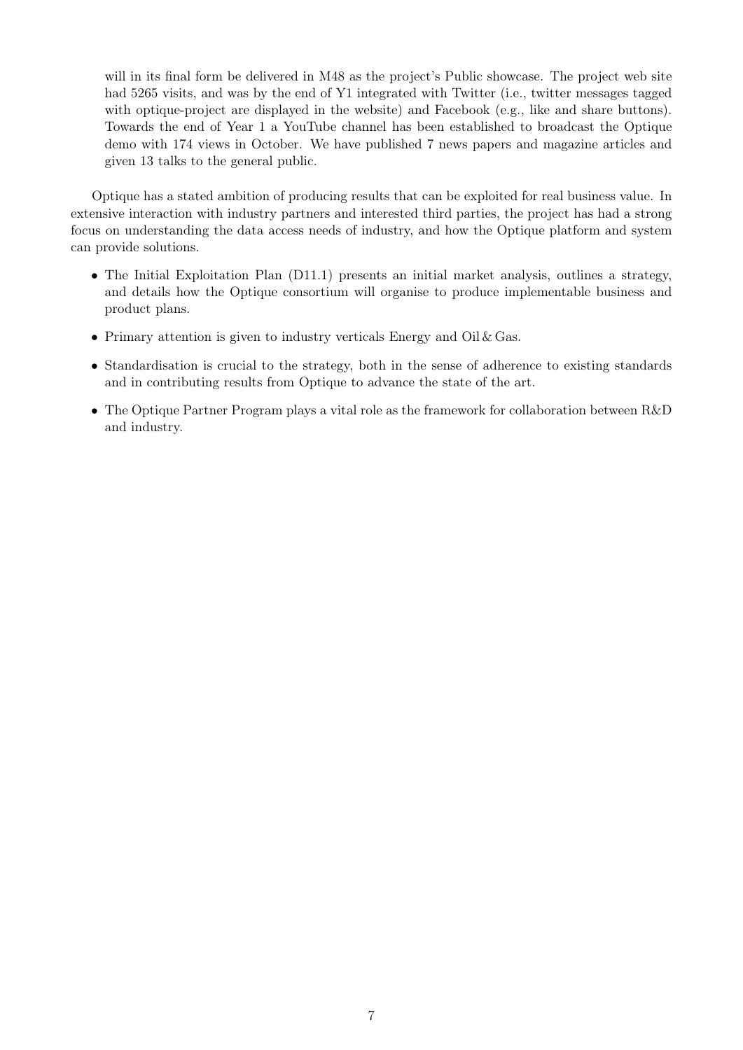will in its final form be delivered in M48 as the project's Public showcase. The project web site had 5265 visits, and was by the end of Y1 integrated with Twitter (i.e., twitter messages tagged with optique-project are displayed in the website) and Facebook (e.g., like and share buttons). Towards the end of Year 1 a YouTube channel has been established to broadcast the Optique demo with 174 views in October. We have published 7 news papers and magazine articles and given 13 talks to the general public.

Optique has a stated ambition of producing results that can be exploited for real business value. In extensive interaction with industry partners and interested third parties, the project has had a strong focus on understanding the data access needs of industry, and how the Optique platform and system can provide solutions.

- The Initial Exploitation Plan (D11.1) presents an initial market analysis, outlines a strategy, and details how the Optique consortium will organise to produce implementable business and product plans.
- Primary attention is given to industry verticals Energy and Oil & Gas.
- Standardisation is crucial to the strategy, both in the sense of adherence to existing standards and in contributing results from Optique to advance the state of the art.
- The Optique Partner Program plays a vital role as the framework for collaboration between R&D and industry.